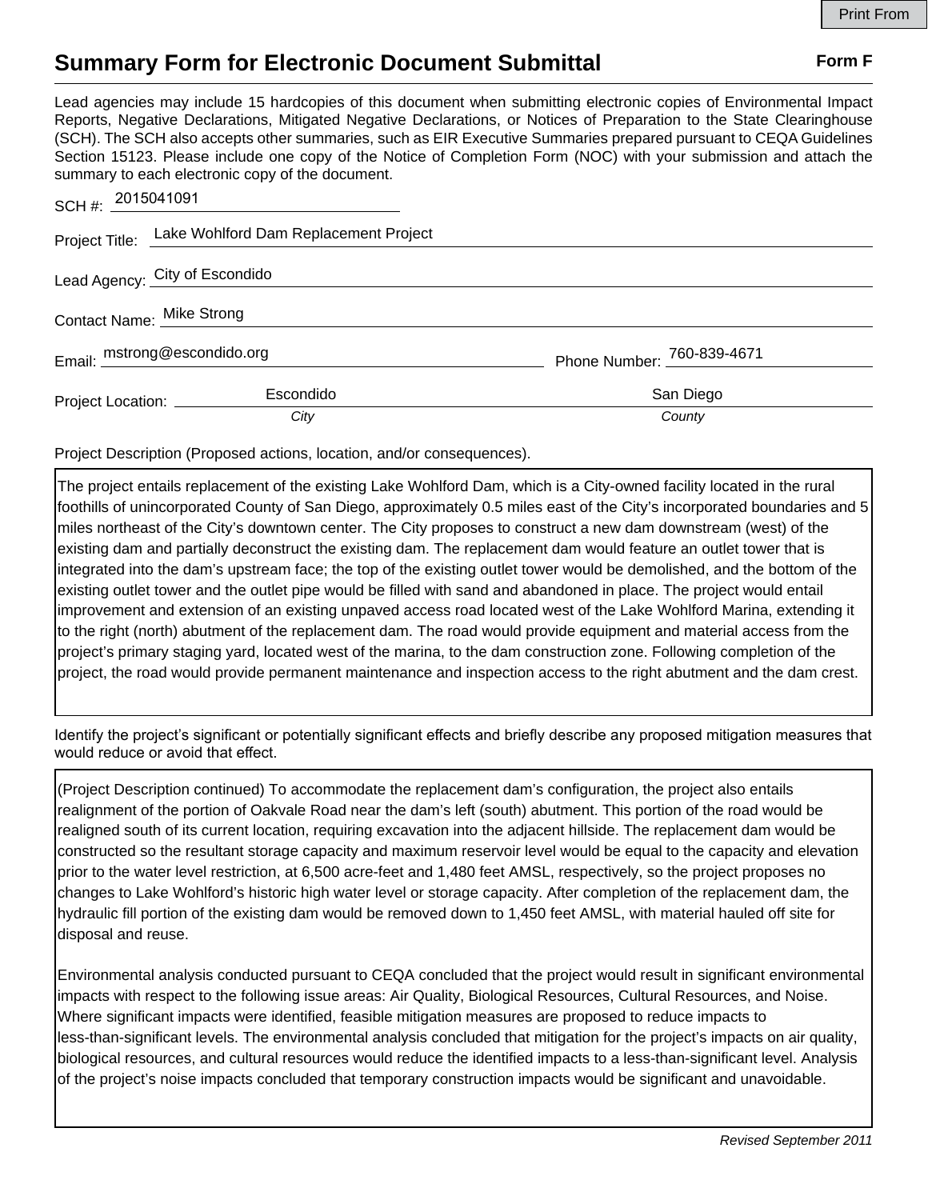# Summary Form for Electronic Document Submittal

**Form F**

Lead agencies may include 15 hardcopies of this document when submitting electronic copies of Environmental Impact Reports, Negative Declarations, Mitigated Negative Declarations, or Notices of Preparation to the State Clearinghouse (SCH). The SCH also accepts other summaries, such as EIR Executive Summaries prepared pursuant to CEQA Guidelines Section 15123. Please include one copy of the Notice of Completion Form (NOC) with your submission and attach the summary to each electronic copy of the document.

SCH #: 2015041091

Project Title: Lake Wohlford Dam Replacement Project

Lead Agency: City of Escondido

Contact Name: Mike Strong

Email: mstrong@escondido.org    Phone Number: 760-839-4671

Project Location: Escondido (*City*)    San Diego (*County*)

Project Description (Proposed actions, location, and/or consequences).

The project entails replacement of the existing Lake Wohlford Dam, which is a City-owned facility located in the rural foothills of unincorporated County of San Diego, approximately 0.5 miles east of the City's incorporated boundaries and 5 miles northeast of the City's downtown center. The City proposes to construct a new dam downstream (west) of the existing dam and partially deconstruct the existing dam. The replacement dam would feature an outlet tower that is integrated into the dam's upstream face; the top of the existing outlet tower would be demolished, and the bottom of the existing outlet tower and the outlet pipe would be filled with sand and abandoned in place. The project would entail improvement and extension of an existing unpaved access road located west of the Lake Wohlford Marina, extending it to the right (north) abutment of the replacement dam. The road would provide equipment and material access from the project's primary staging yard, located west of the marina, to the dam construction zone. Following completion of the project, the road would provide permanent maintenance and inspection access to the right abutment and the dam crest.

Identify the project's significant or potentially significant effects and briefly describe any proposed mitigation measures that would reduce or avoid that effect.

(Project Description continued) To accommodate the replacement dam's configuration, the project also entails realignment of the portion of Oakvale Road near the dam's left (south) abutment. This portion of the road would be realigned south of its current location, requiring excavation into the adjacent hillside. The replacement dam would be constructed so the resultant storage capacity and maximum reservoir level would be equal to the capacity and elevation prior to the water level restriction, at 6,500 acre-feet and 1,480 feet AMSL, respectively, so the project proposes no changes to Lake Wohlford's historic high water level or storage capacity. After completion of the replacement dam, the hydraulic fill portion of the existing dam would be removed down to 1,450 feet AMSL, with material hauled off site for disposal and reuse.

Environmental analysis conducted pursuant to CEQA concluded that the project would result in significant environmental impacts with respect to the following issue areas: Air Quality, Biological Resources, Cultural Resources, and Noise. Where significant impacts were identified, feasible mitigation measures are proposed to reduce impacts to less-than-significant levels. The environmental analysis concluded that mitigation for the project's impacts on air quality, biological resources, and cultural resources would reduce the identified impacts to a less-than-significant level. Analysis of the project's noise impacts concluded that temporary construction impacts would be significant and unavoidable.

*Revised September 2011*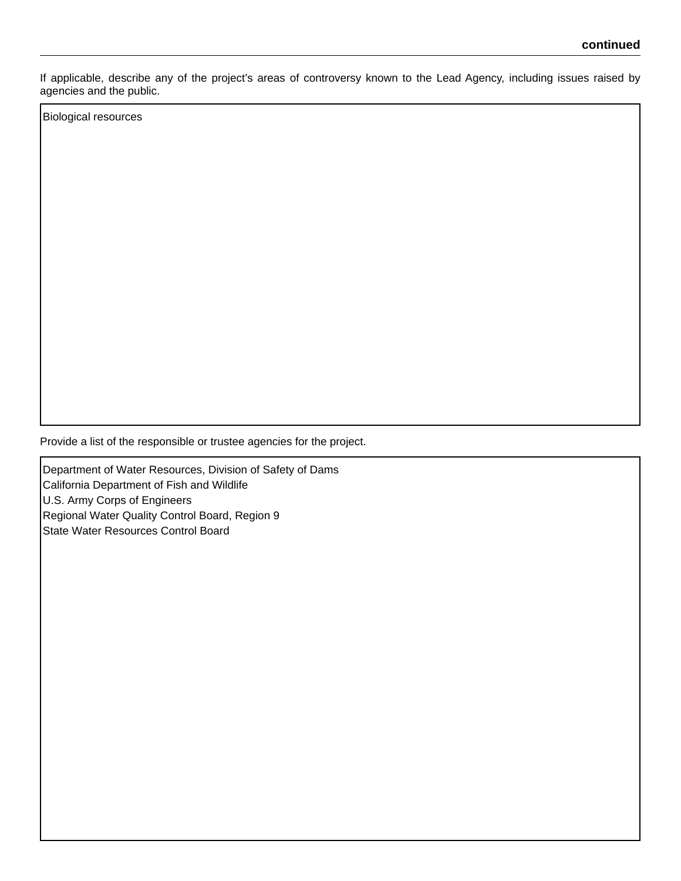**continued**

If applicable, describe any of the project's areas of controversy known to the Lead Agency, including issues raised by agencies and the public.

Biological resources

Provide a list of the responsible or trustee agencies for the project.

Department of Water Resources, Division of Safety of Dams
California Department of Fish and Wildlife
U.S. Army Corps of Engineers
Regional Water Quality Control Board, Region 9
State Water Resources Control Board